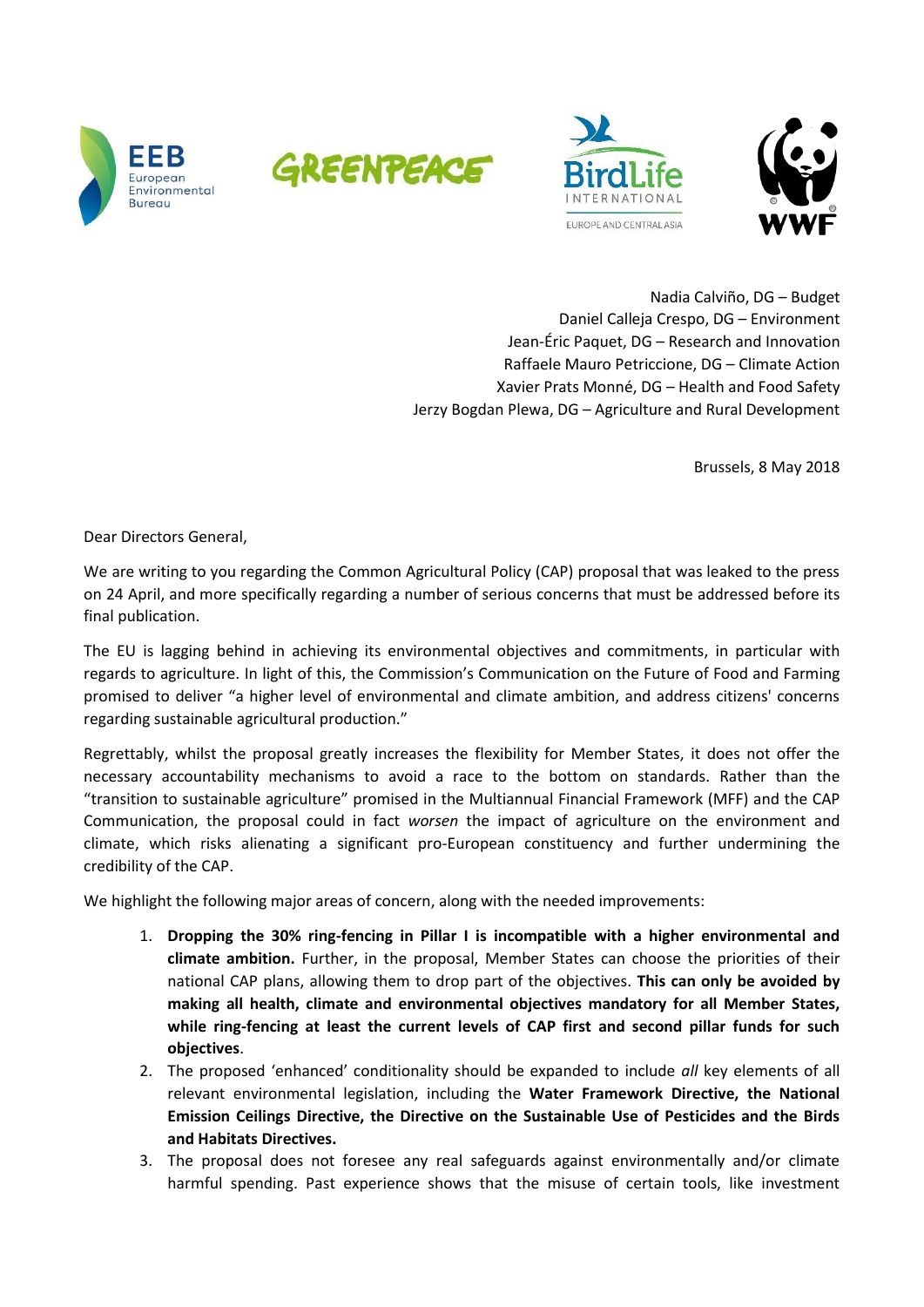Nadia Calviño, DG – Budget
Daniel Calleja Crespo, DG – Environment
Jean-Éric Paquet, DG – Research and Innovation
Raffaele Mauro Petriccione, DG – Climate Action
Xavier Prats Monné, DG – Health and Food Safety
Jerzy Bogdan Plewa, DG – Agriculture and Rural Development

Brussels, 8 May 2018

Dear Directors General,

We are writing to you regarding the Common Agricultural Policy (CAP) proposal that was leaked to the press on 24 April, and more specifically regarding a number of serious concerns that must be addressed before its final publication.

The EU is lagging behind in achieving its environmental objectives and commitments, in particular with regards to agriculture. In light of this, the Commission's Communication on the Future of Food and Farming promised to deliver "a higher level of environmental and climate ambition, and address citizens' concerns regarding sustainable agricultural production."

Regrettably, whilst the proposal greatly increases the flexibility for Member States, it does not offer the necessary accountability mechanisms to avoid a race to the bottom on standards. Rather than the "transition to sustainable agriculture" promised in the Multiannual Financial Framework (MFF) and the CAP Communication, the proposal could in fact *worsen* the impact of agriculture on the environment and climate, which risks alienating a significant pro-European constituency and further undermining the credibility of the CAP.

We highlight the following major areas of concern, along with the needed improvements:

1. **Dropping the 30% ring-fencing in Pillar I is incompatible with a higher environmental and climate ambition.** Further, in the proposal, Member States can choose the priorities of their national CAP plans, allowing them to drop part of the objectives. **This can only be avoided by making all health, climate and environmental objectives mandatory for all Member States, while ring-fencing at least the current levels of CAP first and second pillar funds for such objectives**.
2. The proposed 'enhanced' conditionality should be expanded to include *all* key elements of all relevant environmental legislation, including the **Water Framework Directive, the National Emission Ceilings Directive, the Directive on the Sustainable Use of Pesticides and the Birds and Habitats Directives.**
3. The proposal does not foresee any real safeguards against environmentally and/or climate harmful spending. Past experience shows that the misuse of certain tools, like investment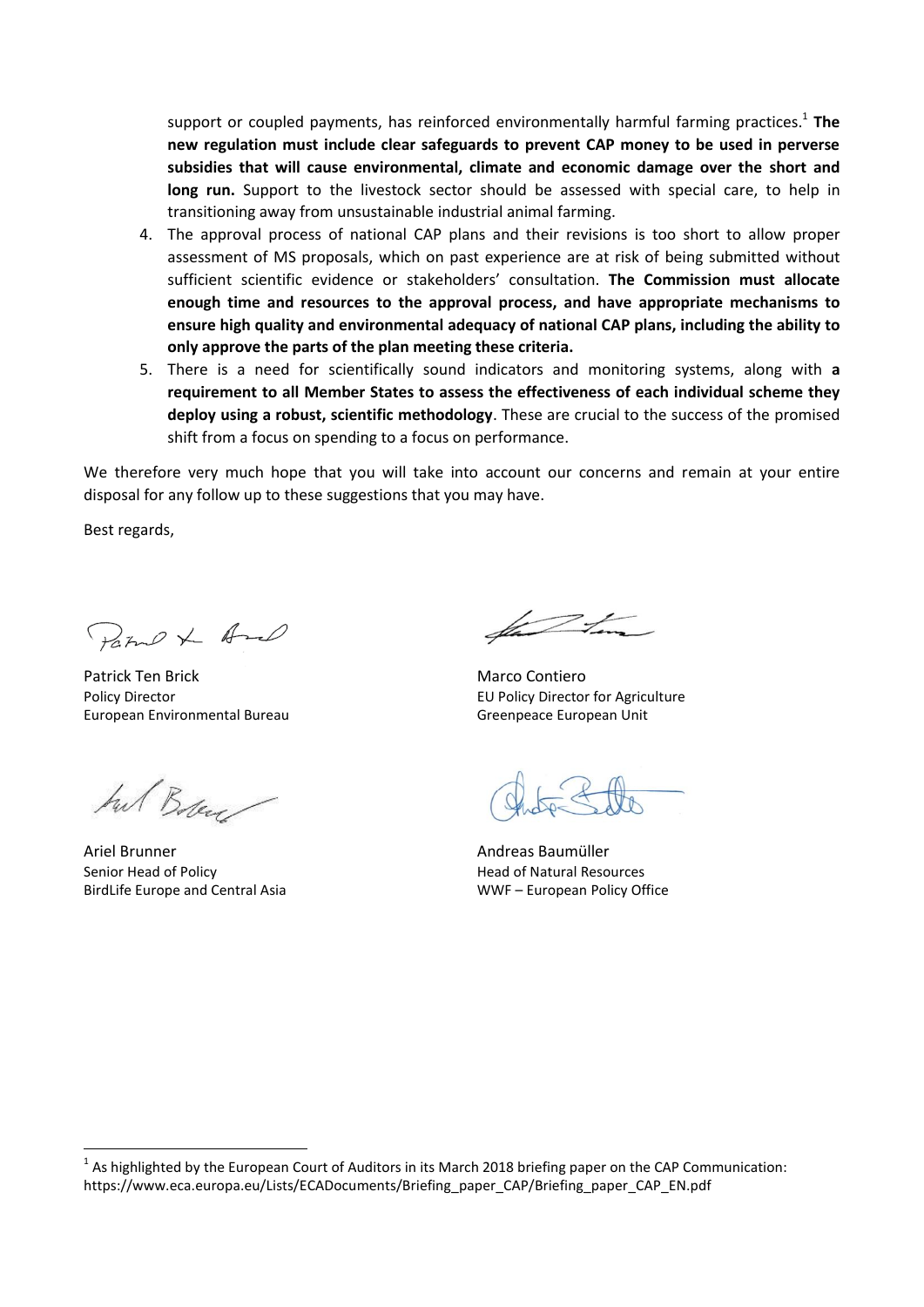support or coupled payments, has reinforced environmentally harmful farming practices.[1] **The new regulation must include clear safeguards to prevent CAP money to be used in perverse subsidies that will cause environmental, climate and economic damage over the short and long run.** Support to the livestock sector should be assessed with special care, to help in transitioning away from unsustainable industrial animal farming.

4. The approval process of national CAP plans and their revisions is too short to allow proper assessment of MS proposals, which on past experience are at risk of being submitted without sufficient scientific evidence or stakeholders' consultation. **The Commission must allocate enough time and resources to the approval process, and have appropriate mechanisms to ensure high quality and environmental adequacy of national CAP plans, including the ability to only approve the parts of the plan meeting these criteria.**
5. There is a need for scientifically sound indicators and monitoring systems, along with **a requirement to all Member States to assess the effectiveness of each individual scheme they deploy using a robust, scientific methodology**. These are crucial to the success of the promised shift from a focus on spending to a focus on performance.

We therefore very much hope that you will take into account our concerns and remain at your entire disposal for any follow up to these suggestions that you may have.

Best regards,

Patrick Ten Brick
Policy Director
European Environmental Bureau

Marco Contiero
EU Policy Director for Agriculture
Greenpeace European Unit

Ariel Brunner
Senior Head of Policy
BirdLife Europe and Central Asia

Andreas Baumüller
Head of Natural Resources
WWF – European Policy Office

[1] As highlighted by the European Court of Auditors in its March 2018 briefing paper on the CAP Communication: https://www.eca.europa.eu/Lists/ECADocuments/Briefing_paper_CAP/Briefing_paper_CAP_EN.pdf